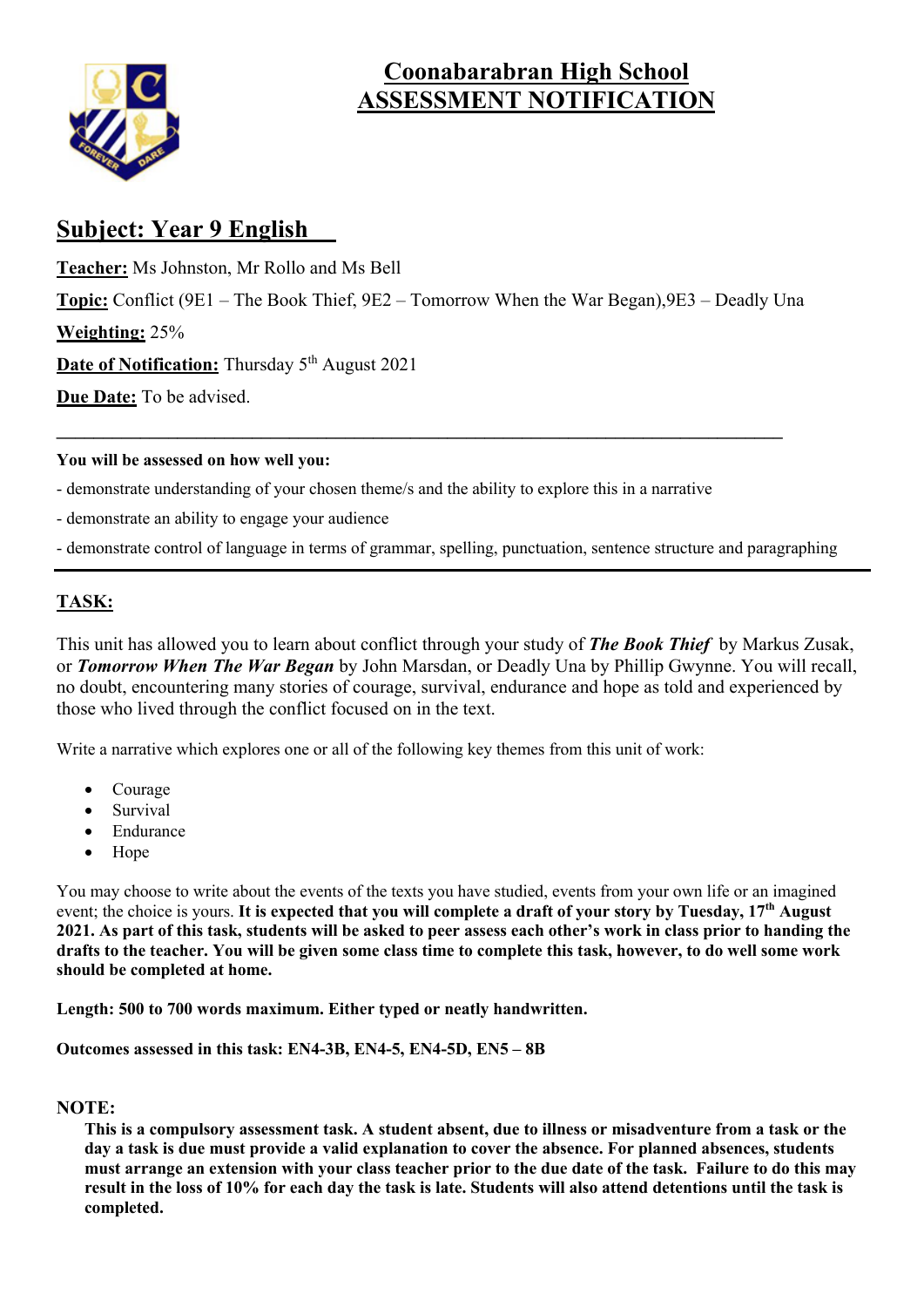# Coonabarabran High School
# ASSESSMENT NOTIFICATION

## Subject: Year 9 English

**Teacher:** Ms Johnston, Mr Rollo and Ms Bell

**Topic:** Conflict (9E1 – The Book Thief, 9E2 – Tomorrow When the War Began),9E3 – Deadly Una

**Weighting:** 25%

**Date of Notification:** Thursday 5th August 2021

**Due Date:** To be advised.

---

**You will be assessed on how well you:**

- demonstrate understanding of your chosen theme/s and the ability to explore this in a narrative
- demonstrate an ability to engage your audience
- demonstrate control of language in terms of grammar, spelling, punctuation, sentence structure and paragraphing

---

### TASK:

This unit has allowed you to learn about conflict through your study of ***The Book Thief*** by Markus Zusak, or ***Tomorrow When The War Began*** by John Marsdan, or Deadly Una by Phillip Gwynne. You will recall, no doubt, encountering many stories of courage, survival, endurance and hope as told and experienced by those who lived through the conflict focused on in the text.

Write a narrative which explores one or all of the following key themes from this unit of work:

- Courage
- Survival
- Endurance
- Hope

You may choose to write about the events of the texts you have studied, events from your own life or an imagined event; the choice is yours. **It is expected that you will complete a draft of your story by Tuesday, 17th August 2021. As part of this task, students will be asked to peer assess each other's work in class prior to handing the drafts to the teacher. You will be given some class time to complete this task, however, to do well some work should be completed at home.**

**Length: 500 to 700 words maximum. Either typed or neatly handwritten.**

**Outcomes assessed in this task: EN4-3B, EN4-5, EN4-5D, EN5 – 8B**

**NOTE:**

**This is a compulsory assessment task. A student absent, due to illness or misadventure from a task or the day a task is due must provide a valid explanation to cover the absence. For planned absences, students must arrange an extension with your class teacher prior to the due date of the task. Failure to do this may result in the loss of 10% for each day the task is late. Students will also attend detentions until the task is completed.**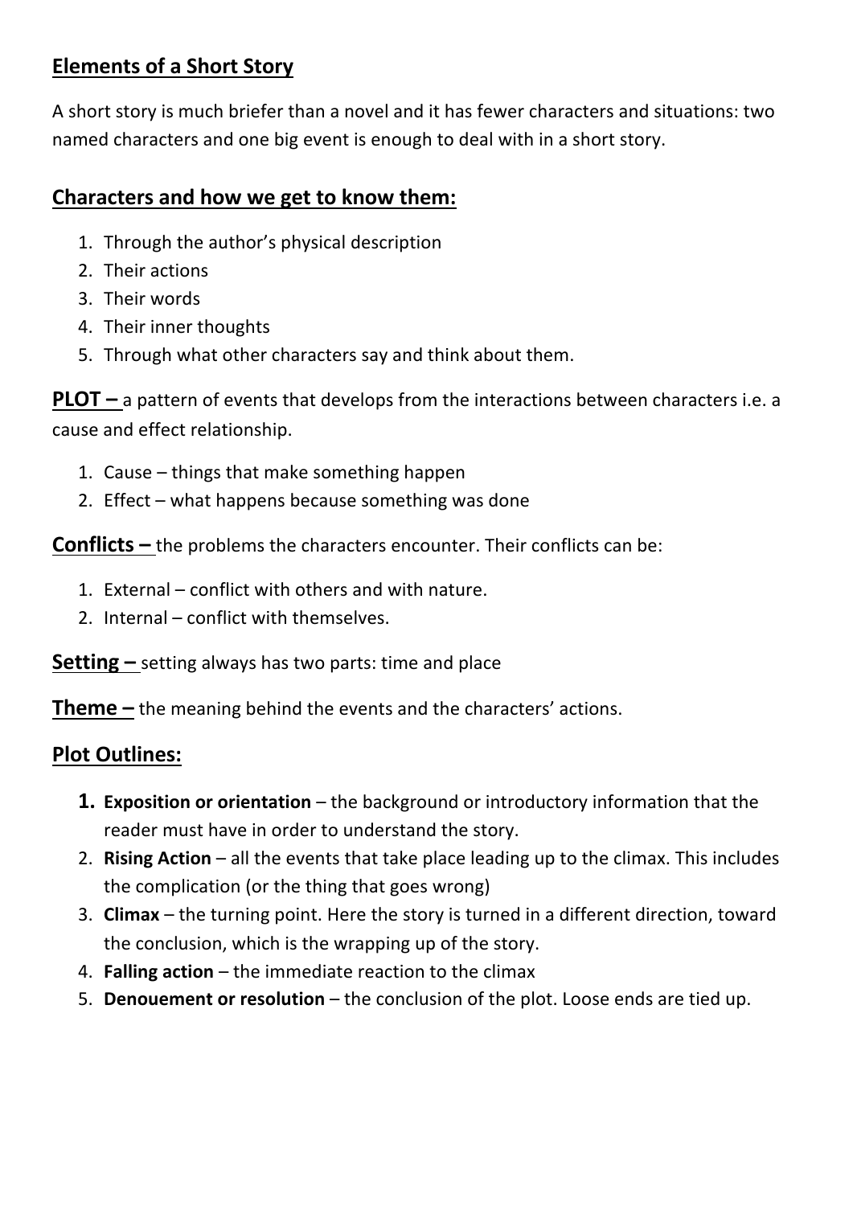## Elements of a Short Story

A short story is much briefer than a novel and it has fewer characters and situations: two named characters and one big event is enough to deal with in a short story.

## Characters and how we get to know them:

1. Through the author's physical description
2. Their actions
3. Their words
4. Their inner thoughts
5. Through what other characters say and think about them.

**PLOT –** a pattern of events that develops from the interactions between characters i.e. a cause and effect relationship.

1. Cause – things that make something happen
2. Effect – what happens because something was done

**Conflicts –** the problems the characters encounter. Their conflicts can be:

1. External – conflict with others and with nature.
2. Internal – conflict with themselves.

**Setting –** setting always has two parts: time and place

**Theme –** the meaning behind the events and the characters' actions.

## Plot Outlines:

1. **Exposition or orientation** – the background or introductory information that the reader must have in order to understand the story.
2. **Rising Action** – all the events that take place leading up to the climax. This includes the complication (or the thing that goes wrong)
3. **Climax** – the turning point. Here the story is turned in a different direction, toward the conclusion, which is the wrapping up of the story.
4. **Falling action** – the immediate reaction to the climax
5. **Denouement or resolution** – the conclusion of the plot. Loose ends are tied up.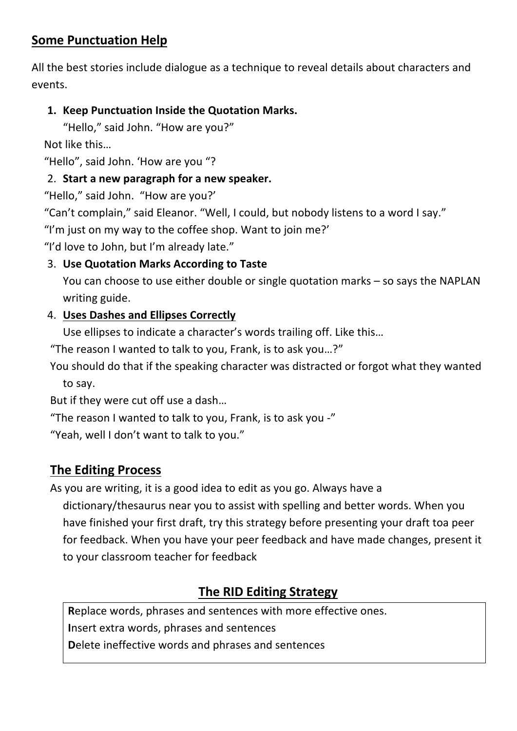## Some Punctuation Help

All the best stories include dialogue as a technique to reveal details about characters and events.

1. **Keep Punctuation Inside the Quotation Marks.**

   “Hello,” said John. “How are you?”

Not like this…

“Hello”, said John. ‘How are you “?

2. **Start a new paragraph for a new speaker.**

“Hello,” said John. “How are you?’

“Can’t complain,” said Eleanor. “Well, I could, but nobody listens to a word I say.”

“I’m just on my way to the coffee shop. Want to join me?’

“I’d love to John, but I’m already late.”

3. **Use Quotation Marks According to Taste**

   You can choose to use either double or single quotation marks – so says the NAPLAN writing guide.

4. **Uses Dashes and Ellipses Correctly**

   Use ellipses to indicate a character’s words trailing off. Like this…

“The reason I wanted to talk to you, Frank, is to ask you…?”

You should do that if the speaking character was distracted or forgot what they wanted to say.

But if they were cut off use a dash…

“The reason I wanted to talk to you, Frank, is to ask you -”

“Yeah, well I don’t want to talk to you.”

## The Editing Process

As you are writing, it is a good idea to edit as you go. Always have a dictionary/thesaurus near you to assist with spelling and better words. When you have finished your first draft, try this strategy before presenting your draft toa peer for feedback. When you have your peer feedback and have made changes, present it to your classroom teacher for feedback

## The RID Editing Strategy

**R**eplace words, phrases and sentences with more effective ones.

**I**nsert extra words, phrases and sentences

**D**elete ineffective words and phrases and sentences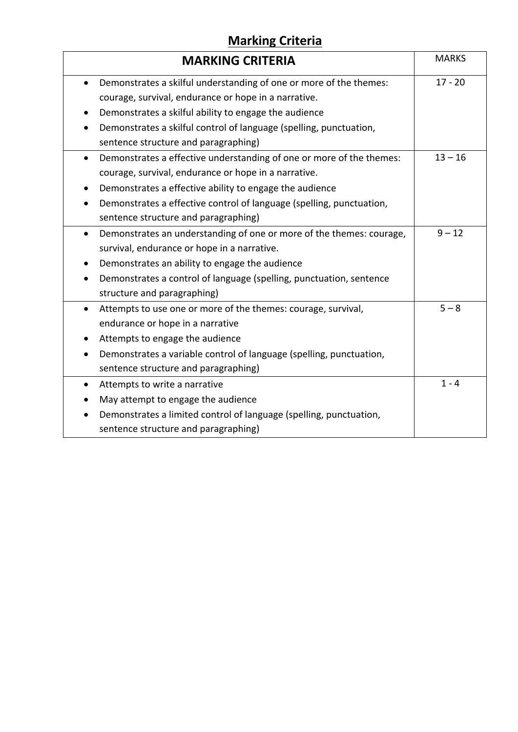## Marking Criteria

| MARKING CRITERIA | MARKS |
|---|---|
| • Demonstrates a skilful understanding of one or more of the themes: courage, survival, endurance or hope in a narrative.<br>• Demonstrates a skilful ability to engage the audience<br>• Demonstrates a skilful control of language (spelling, punctuation, sentence structure and paragraphing) | 17 - 20 |
| • Demonstrates a effective understanding of one or more of the themes: courage, survival, endurance or hope in a narrative.<br>• Demonstrates a effective ability to engage the audience<br>• Demonstrates a effective control of language (spelling, punctuation, sentence structure and paragraphing) | 13 – 16 |
| • Demonstrates an understanding of one or more of the themes: courage, survival, endurance or hope in a narrative.<br>• Demonstrates an ability to engage the audience<br>• Demonstrates a control of language (spelling, punctuation, sentence structure and paragraphing) | 9 – 12 |
| • Attempts to use one or more of the themes: courage, survival, endurance or hope in a narrative<br>• Attempts to engage the audience<br>• Demonstrates a variable control of language (spelling, punctuation, sentence structure and paragraphing) | 5 – 8 |
| • Attempts to write a narrative<br>• May attempt to engage the audience<br>• Demonstrates a limited control of language (spelling, punctuation, sentence structure and paragraphing) | 1 - 4 |